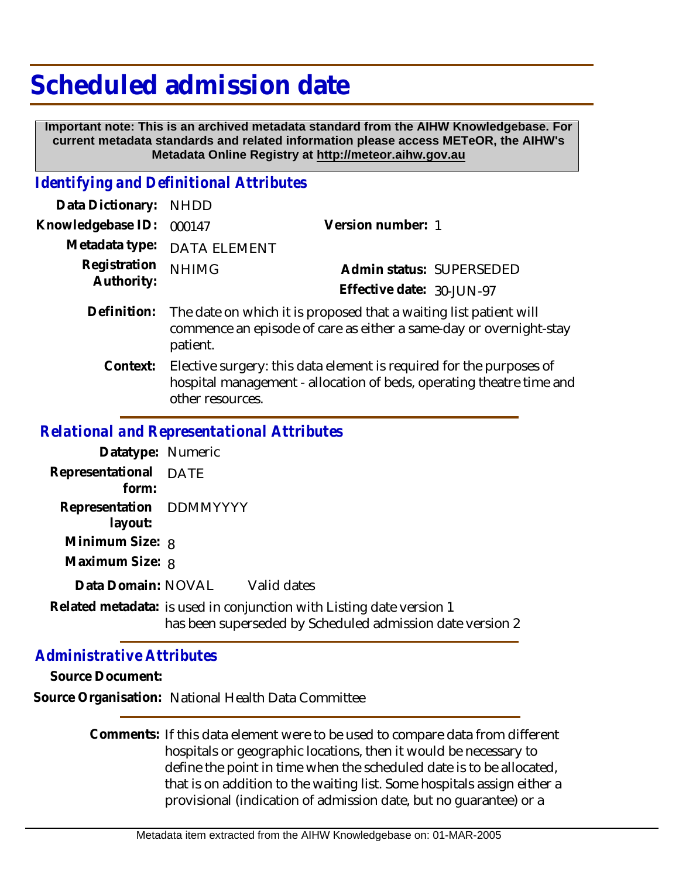# Scheduled admission date

**Important note: This is an archived metadata standard from the AIHW Knowledgebase. For current metadata standards and related information please access METeOR, the AIHW's Metadata Online Registry at http://meteor.aihw.gov.au**

## *Identifying and Definitional Attributes*

**Data Dictionary:** NHDD

**Knowledgebase ID:** 000147

**Version number:** 1

**Metadata type:** DATA ELEMENT

**Registration Authority:** NHIMG

**Admin status:** SUPERSEDED

**Effective date:** 30-JUN-97

**Definition:** The date on which it is proposed that a waiting list patient will commence an episode of care as either a same-day or overnight-stay patient.

**Context:** Elective surgery: this data element is required for the purposes of hospital management - allocation of beds, operating theatre time and other resources.

## *Relational and Representational Attributes*

**Datatype:** Numeric

**Representational form:** DATE

**Representation layout:** DDMMYYYY

**Minimum Size:** 8

**Maximum Size:** 8

**Data Domain:** NOVAL Valid dates

**Related metadata:** is used in conjunction with Listing date version 1
has been superseded by Scheduled admission date version 2

## *Administrative Attributes*

**Source Document:**

**Source Organisation:** National Health Data Committee

**Comments:** If this data element were to be used to compare data from different hospitals or geographic locations, then it would be necessary to define the point in time when the scheduled date is to be allocated, that is on addition to the waiting list. Some hospitals assign either a provisional (indication of admission date, but no guarantee) or a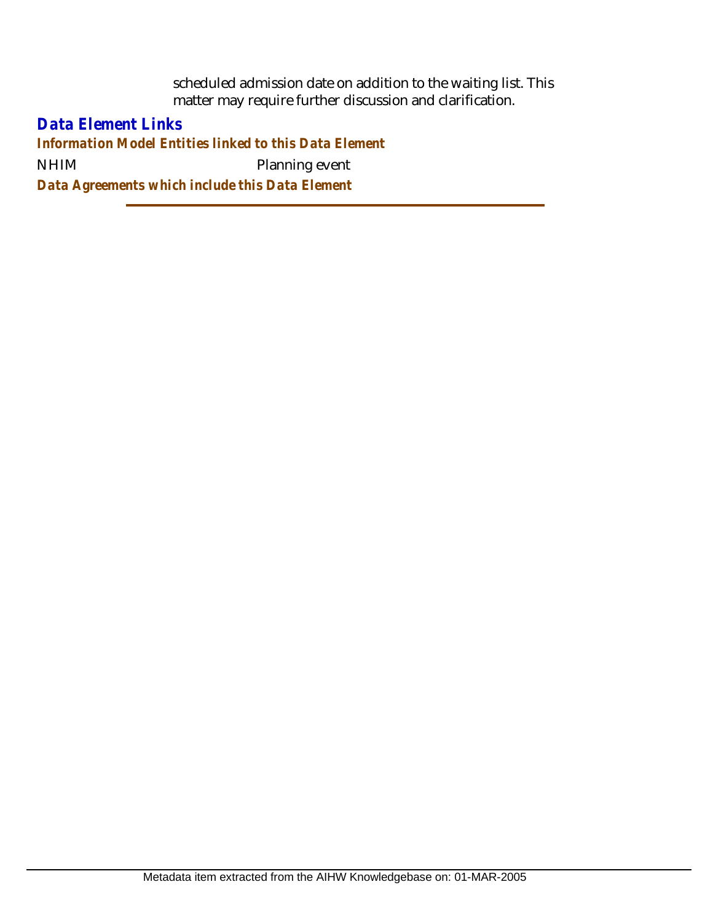scheduled admission date on addition to the waiting list. This matter may require further discussion and clarification.

## Data Element Links

### *Information Model Entities linked to this Data Element*

NHIM Planning event

### *Data Agreements which include this Data Element*

---

Metadata item extracted from the AIHW Knowledgebase on: 01-MAR-2005